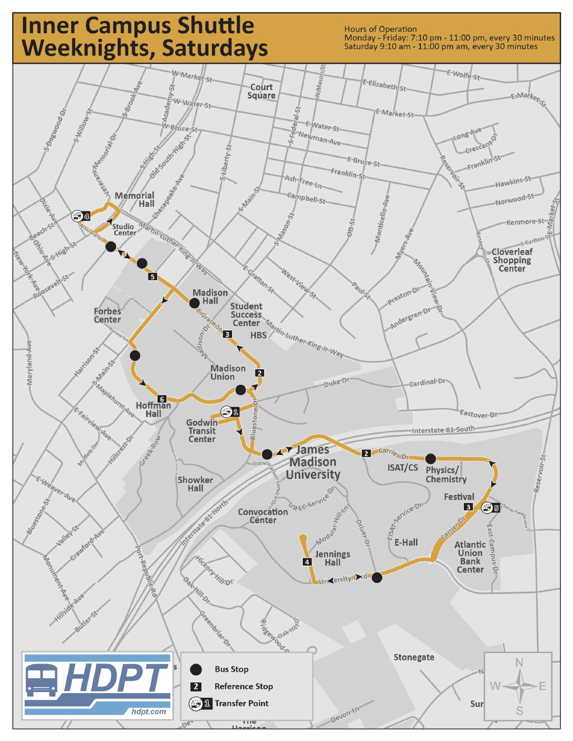# Inner Campus Shuttle Weeknights, Saturdays

Hours of Operation
Monday - Friday: 7:10 pm - 11:00 pm, every 30 minutes
Saturday 9:10 am - 11:00 pm am, every 30 minutes

- ● Bus Stop
- 2 Reference Stop
- 1 Transfer Point

HDPT
hdpt.com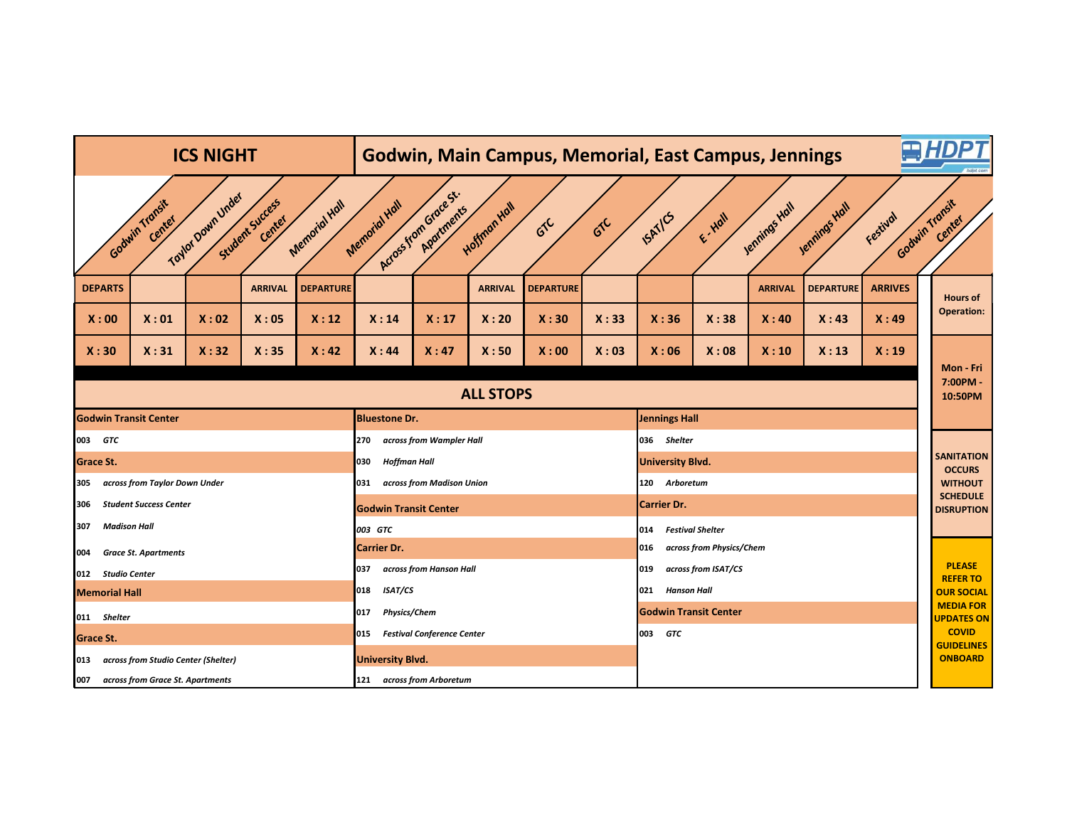# ICS NIGHT

## Godwin, Main Campus, Memorial, East Campus, Jennings

HDPT

| Godwin Transit Center | Taylor Down Under | Student Success Center | Memorial Hall | Memorial Hall | Across from Grace St. Apartments | Hoffman Hall | GTC | GTC | ISAT/CS | E - Hall | Jennings Hall | Jennings Hall | Festival | Godwin Transit Center |
|---|---|---|---|---|---|---|---|---|---|---|---|---|---|---|
| DEPARTS | | | ARRIVAL | DEPARTURE | | | ARRIVAL | DEPARTURE | | | | ARRIVAL | DEPARTURE | ARRIVES |
| X : 00 | X : 01 | X : 02 | X : 05 | X : 12 | X : 14 | X : 17 | X : 20 | X : 30 | X : 33 | X : 36 | X : 38 | X : 40 | X : 43 | X : 49 |
| X : 30 | X : 31 | X : 32 | X : 35 | X : 42 | X : 44 | X : 47 | X : 50 | X : 00 | X : 03 | X : 06 | X : 08 | X : 10 | X : 13 | X : 19 |

**Hours of Operation:**

**Mon - Fri 7:00PM - 10:50PM**

**SANITATION OCCURS WITHOUT SCHEDULE DISRUPTION**

**PLEASE REFER TO OUR SOCIAL MEDIA FOR UPDATES ON COVID GUIDELINES ONBOARD**

## ALL STOPS

**Godwin Transit Center**

003 *GTC*

**Grace St.**

305 *across from Taylor Down Under*

306 *Student Success Center*

307 *Madison Hall*

004 *Grace St. Apartments*

012 *Studio Center*

**Memorial Hall**

011 *Shelter*

**Grace St.**

013 *across from Studio Center (Shelter)*

007 *across from Grace St. Apartments*

**Bluestone Dr.**

270 *across from Wampler Hall*

030 *Hoffman Hall*

031 *across from Madison Union*

**Godwin Transit Center**

*003 GTC*

**Carrier Dr.**

037 *across from Hanson Hall*

018 *ISAT/CS*

017 *Physics/Chem*

015 *Festival Conference Center*

**University Blvd.**

121 *across from Arboretum*

**Jennings Hall**

036 *Shelter*

**University Blvd.**

120 *Arboretum*

**Carrier Dr.**

014 *Festival Shelter*

016 *across from Physics/Chem*

019 *across from ISAT/CS*

021 *Hanson Hall*

**Godwin Transit Center**

003 *GTC*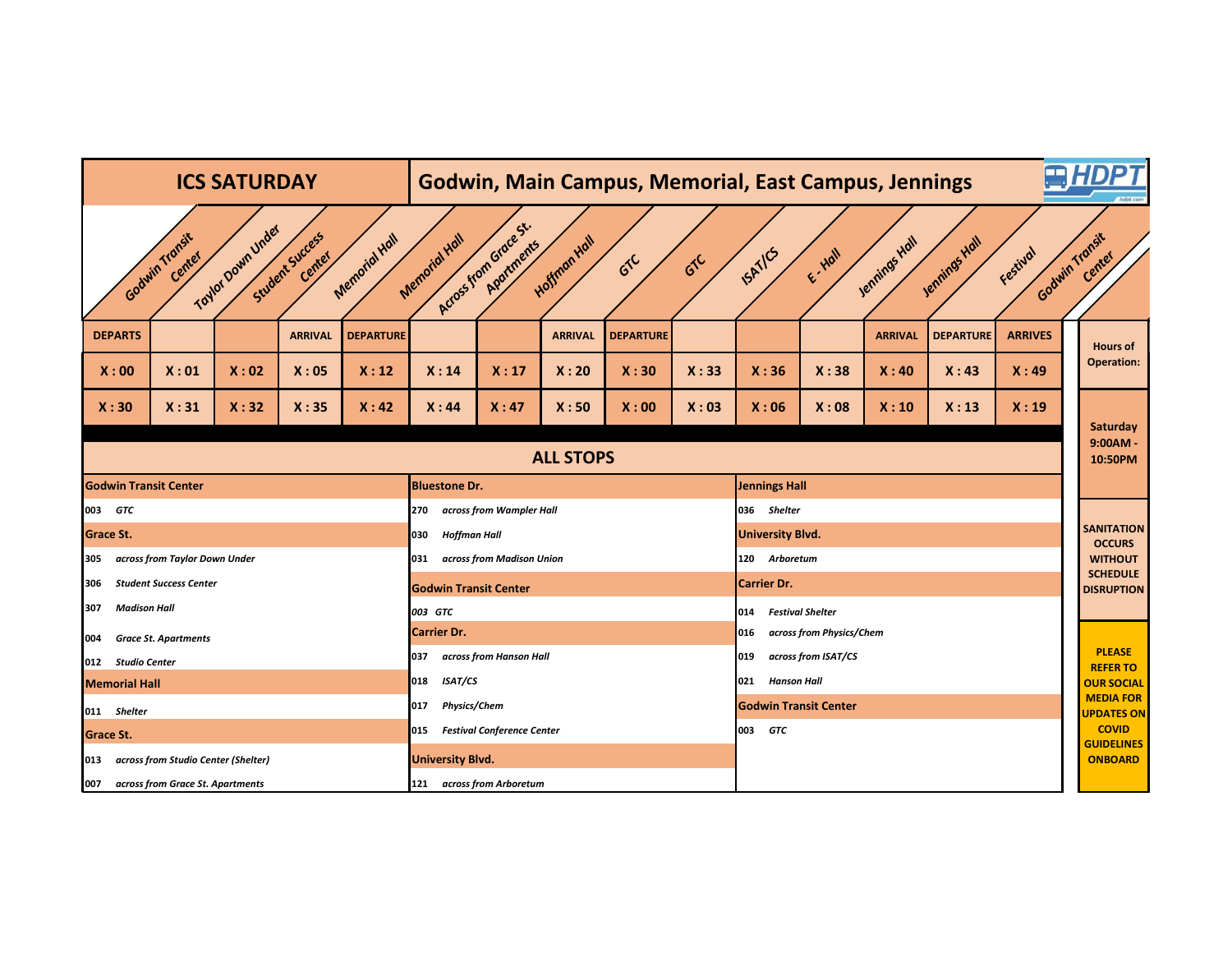# ICS SATURDAY

## Godwin, Main Campus, Memorial, East Campus, Jennings

HDPT

| Godwin Transit Center | Taylor Down Under | Student Success Center | Memorial Hall | Memorial Hall | Across from Grace St. Apartments | Hoffman Hall | GTC | GTC | ISAT/CS | E - Hall | Jennings Hall | Jennings Hall | Festival | Godwin Transit Center |
|---|---|---|---|---|---|---|---|---|---|---|---|---|---|---|
| DEPARTS | | | ARRIVAL | DEPARTURE | | | ARRIVAL | DEPARTURE | | | | ARRIVAL | DEPARTURE | ARRIVES |
| X : 00 | X : 01 | X : 02 | X : 05 | X : 12 | X : 14 | X : 17 | X : 20 | X : 30 | X : 33 | X : 36 | X : 38 | X : 40 | X : 43 | X : 49 |
| X : 30 | X : 31 | X : 32 | X : 35 | X : 42 | X : 44 | X : 47 | X : 50 | X : 00 | X : 03 | X : 06 | X : 08 | X : 10 | X : 13 | X : 19 |

Hours of Operation:

Saturday 9:00AM - 10:50PM

SANITATION OCCURS WITHOUT SCHEDULE DISRUPTION

PLEASE REFER TO OUR SOCIAL MEDIA FOR UPDATES ON COVID GUIDELINES ONBOARD

## ALL STOPS

**Godwin Transit Center**

003 *GTC*

**Grace St.**

305 *across from Taylor Down Under*

306 *Student Success Center*

307 *Madison Hall*

004 *Grace St. Apartments*

012 *Studio Center*

**Memorial Hall**

011 *Shelter*

**Grace St.**

013 *across from Studio Center (Shelter)*

007 *across from Grace St. Apartments*

**Bluestone Dr.**

270 *across from Wampler Hall*

030 *Hoffman Hall*

031 *across from Madison Union*

**Godwin Transit Center**

*003 GTC*

**Carrier Dr.**

037 *across from Hanson Hall*

018 *ISAT/CS*

017 *Physics/Chem*

015 *Festival Conference Center*

**University Blvd.**

121 *across from Arboretum*

**Jennings Hall**

036 *Shelter*

**University Blvd.**

120 *Arboretum*

**Carrier Dr.**

014 *Festival Shelter*

016 *across from Physics/Chem*

019 *across from ISAT/CS*

021 *Hanson Hall*

**Godwin Transit Center**

003 *GTC*